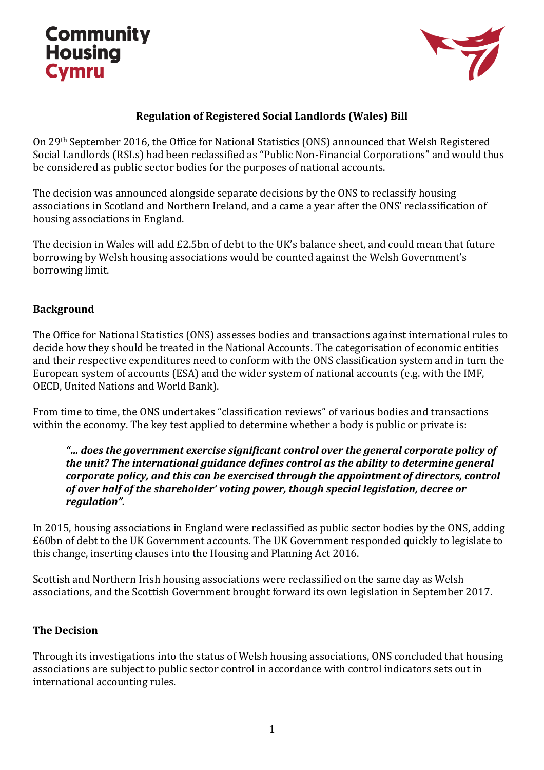# Community Housing Cymru

## Regulation of Registered Social Landlords (Wales) Bill

On 29th September 2016, the Office for National Statistics (ONS) announced that Welsh Registered Social Landlords (RSLs) had been reclassified as "Public Non-Financial Corporations" and would thus be considered as public sector bodies for the purposes of national accounts.

The decision was announced alongside separate decisions by the ONS to reclassify housing associations in Scotland and Northern Ireland, and a came a year after the ONS' reclassification of housing associations in England.

The decision in Wales will add £2.5bn of debt to the UK's balance sheet, and could mean that future borrowing by Welsh housing associations would be counted against the Welsh Government's borrowing limit.

### Background

The Office for National Statistics (ONS) assesses bodies and transactions against international rules to decide how they should be treated in the National Accounts. The categorisation of economic entities and their respective expenditures need to conform with the ONS classification system and in turn the European system of accounts (ESA) and the wider system of national accounts (e.g. with the IMF, OECD, United Nations and World Bank).

From time to time, the ONS undertakes "classification reviews" of various bodies and transactions within the economy. The key test applied to determine whether a body is public or private is:

> ***"… does the government exercise significant control over the general corporate policy of the unit? The international guidance defines control as the ability to determine general corporate policy, and this can be exercised through the appointment of directors, control of over half of the shareholder' voting power, though special legislation, decree or regulation".***

In 2015, housing associations in England were reclassified as public sector bodies by the ONS, adding £60bn of debt to the UK Government accounts. The UK Government responded quickly to legislate to this change, inserting clauses into the Housing and Planning Act 2016.

Scottish and Northern Irish housing associations were reclassified on the same day as Welsh associations, and the Scottish Government brought forward its own legislation in September 2017.

### The Decision

Through its investigations into the status of Welsh housing associations, ONS concluded that housing associations are subject to public sector control in accordance with control indicators sets out in international accounting rules.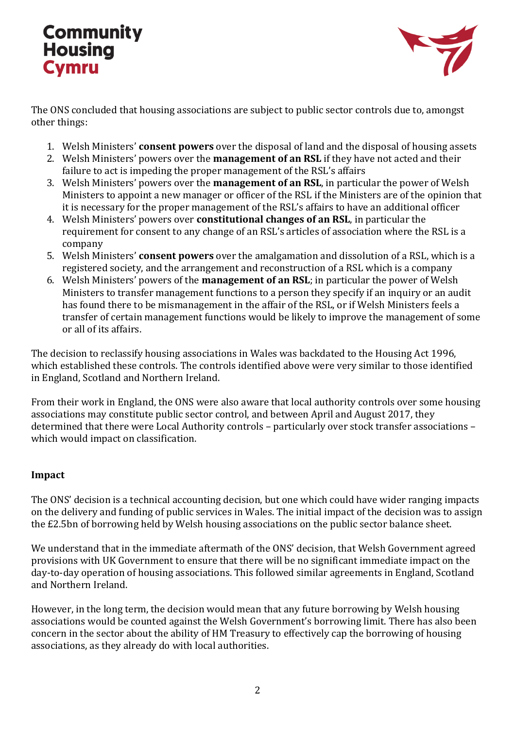The ONS concluded that housing associations are subject to public sector controls due to, amongst other things:

1. Welsh Ministers' **consent powers** over the disposal of land and the disposal of housing assets
2. Welsh Ministers' powers over the **management of an RSL** if they have not acted and their failure to act is impeding the proper management of the RSL's affairs
3. Welsh Ministers' powers over the **management of an RSL**, in particular the power of Welsh Ministers to appoint a new manager or officer of the RSL if the Ministers are of the opinion that it is necessary for the proper management of the RSL's affairs to have an additional officer
4. Welsh Ministers' powers over **constitutional changes of an RSL**, in particular the requirement for consent to any change of an RSL's articles of association where the RSL is a company
5. Welsh Ministers' **consent powers** over the amalgamation and dissolution of a RSL, which is a registered society, and the arrangement and reconstruction of a RSL which is a company
6. Welsh Ministers' powers of the **management of an RSL**; in particular the power of Welsh Ministers to transfer management functions to a person they specify if an inquiry or an audit has found there to be mismanagement in the affair of the RSL, or if Welsh Ministers feels a transfer of certain management functions would be likely to improve the management of some or all of its affairs.

The decision to reclassify housing associations in Wales was backdated to the Housing Act 1996, which established these controls. The controls identified above were very similar to those identified in England, Scotland and Northern Ireland.

From their work in England, the ONS were also aware that local authority controls over some housing associations may constitute public sector control, and between April and August 2017, they determined that there were Local Authority controls – particularly over stock transfer associations – which would impact on classification.

**Impact**

The ONS' decision is a technical accounting decision, but one which could have wider ranging impacts on the delivery and funding of public services in Wales. The initial impact of the decision was to assign the £2.5bn of borrowing held by Welsh housing associations on the public sector balance sheet.

We understand that in the immediate aftermath of the ONS' decision, that Welsh Government agreed provisions with UK Government to ensure that there will be no significant immediate impact on the day-to-day operation of housing associations. This followed similar agreements in England, Scotland and Northern Ireland.

However, in the long term, the decision would mean that any future borrowing by Welsh housing associations would be counted against the Welsh Government's borrowing limit. There has also been concern in the sector about the ability of HM Treasury to effectively cap the borrowing of housing associations, as they already do with local authorities.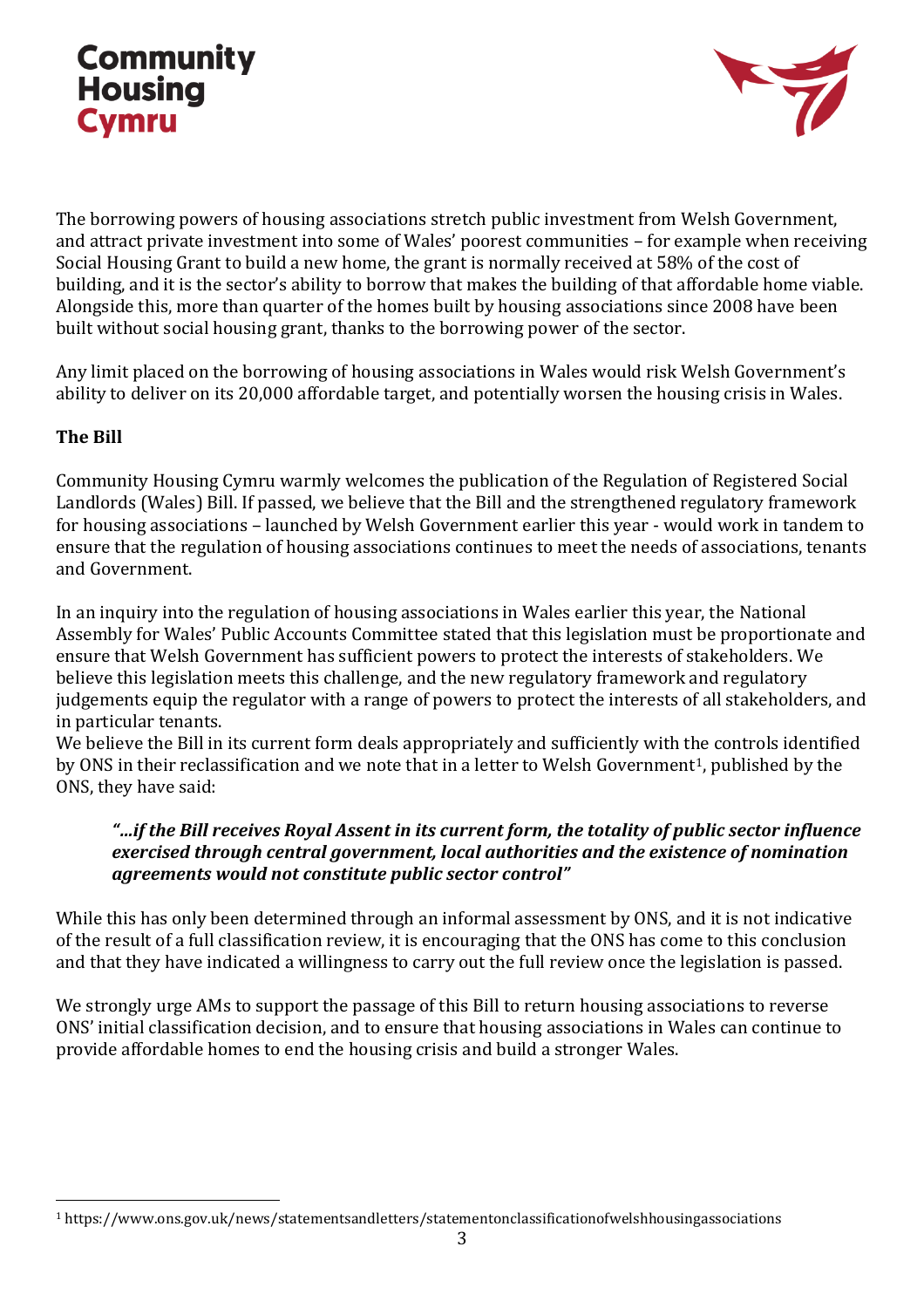The borrowing powers of housing associations stretch public investment from Welsh Government, and attract private investment into some of Wales' poorest communities – for example when receiving Social Housing Grant to build a new home, the grant is normally received at 58% of the cost of building, and it is the sector's ability to borrow that makes the building of that affordable home viable. Alongside this, more than quarter of the homes built by housing associations since 2008 have been built without social housing grant, thanks to the borrowing power of the sector.

Any limit placed on the borrowing of housing associations in Wales would risk Welsh Government's ability to deliver on its 20,000 affordable target, and potentially worsen the housing crisis in Wales.

**The Bill**

Community Housing Cymru warmly welcomes the publication of the Regulation of Registered Social Landlords (Wales) Bill. If passed, we believe that the Bill and the strengthened regulatory framework for housing associations – launched by Welsh Government earlier this year - would work in tandem to ensure that the regulation of housing associations continues to meet the needs of associations, tenants and Government.

In an inquiry into the regulation of housing associations in Wales earlier this year, the National Assembly for Wales' Public Accounts Committee stated that this legislation must be proportionate and ensure that Welsh Government has sufficient powers to protect the interests of stakeholders. We believe this legislation meets this challenge, and the new regulatory framework and regulatory judgements equip the regulator with a range of powers to protect the interests of all stakeholders, and in particular tenants.

We believe the Bill in its current form deals appropriately and sufficiently with the controls identified by ONS in their reclassification and we note that in a letter to Welsh Government[1], published by the ONS, they have said:

> ***"…if the Bill receives Royal Assent in its current form, the totality of public sector influence exercised through central government, local authorities and the existence of nomination agreements would not constitute public sector control"***

While this has only been determined through an informal assessment by ONS, and it is not indicative of the result of a full classification review, it is encouraging that the ONS has come to this conclusion and that they have indicated a willingness to carry out the full review once the legislation is passed.

We strongly urge AMs to support the passage of this Bill to return housing associations to reverse ONS' initial classification decision, and to ensure that housing associations in Wales can continue to provide affordable homes to end the housing crisis and build a stronger Wales.

[1] https://www.ons.gov.uk/news/statementsandletters/statementonclassificationofwelshhousingassociations